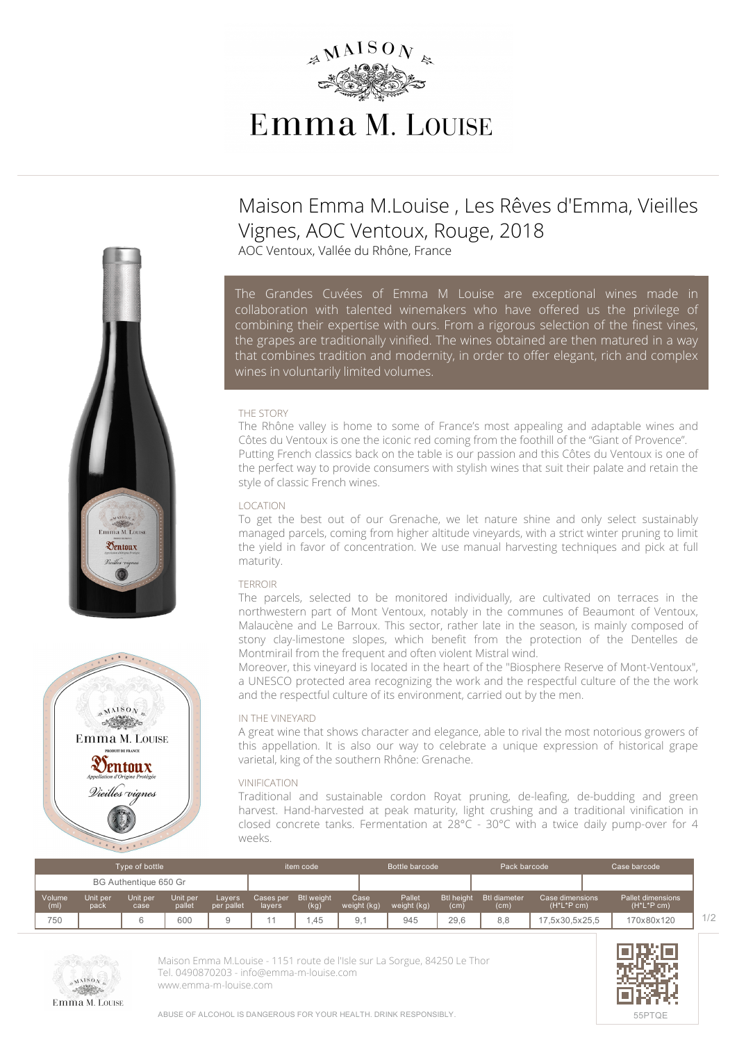# Maison Emma M.Louise , Les Rêves d'Emma, Vieilles Vignes, AOC Ventoux, Rouge, 2018

AOC Ventoux, Vallée du Rhône, France

The Grandes Cuvées of Emma M Louise are exceptional wines made in collaboration with talented winemakers who have offered us the privilege of combining their expertise with ours. From a rigorous selection of the finest vines, the grapes are traditionally vinified. The wines obtained are then matured in a way that combines tradition and modernity, in order to offer elegant, rich and complex wines in voluntarily limited volumes.

### THE STORY

The Rhône valley is home to some of France's most appealing and adaptable wines and Côtes du Ventoux is one the iconic red coming from the foothill of the "Giant of Provence". Putting French classics back on the table is our passion and this Côtes du Ventoux is one of the perfect way to provide consumers with stylish wines that suit their palate and retain the style of classic French wines.

### LOCATION

To get the best out of our Grenache, we let nature shine and only select sustainably managed parcels, coming from higher altitude vineyards, with a strict winter pruning to limit the yield in favor of concentration. We use manual harvesting techniques and pick at full maturity.

### TERROIR

The parcels, selected to be monitored individually, are cultivated on terraces in the northwestern part of Mont Ventoux, notably in the communes of Beaumont of Ventoux, Malaucène and Le Barroux. This sector, rather late in the season, is mainly composed of stony clay-limestone slopes, which benefit from the protection of the Dentelles de Montmirail from the frequent and often violent Mistral wind.

Moreover, this vineyard is located in the heart of the "Biosphere Reserve of Mont-Ventoux", a UNESCO protected area recognizing the work and the respectful culture of the the work and the respectful culture of its environment, carried out by the men.

### IN THE VINEYARD

A great wine that shows character and elegance, able to rival the most notorious growers of this appellation. It is also our way to celebrate a unique expression of historical grape varietal, king of the southern Rhône: Grenache.

### VINIFICATION

Traditional and sustainable cordon Royat pruning, de-leafing, de-budding and green harvest. Hand-harvested at peak maturity, light crushing and a traditional vinification in closed concrete tanks. Fermentation at 28°C - 30°C with a twice daily pump-over for 4 weeks.

| Type of bottle | | | | | item code | | Bottle barcode | | Pack barcode | | Case barcode |
|---|---|---|---|---|---|---|---|---|---|---|---|
| BG Authentique 650 Gr | | | | | | | | | | | |
| Volume (ml) | Unit per pack | Unit per case | Unit per pallet | Layers per pallet | Cases per layers | Btl weight (kg) | Case weight (kg) | Pallet weight (kg) | Btl height (cm) | Btl diameter (cm) | Case dimensions (H*L*P cm) | Pallet dimensions (H*L*P cm) |
| 750 | | 6 | 600 | 9 | 11 | 1,45 | 9,1 | 945 | 29,6 | 8,8 | 17,5x30,5x25,5 | 170x80x120 |

Maison Emma M.Louise - 1151 route de l'Isle sur La Sorgue, 84250 Le Thor
Tel. 0490870203 - info@emma-m-louise.com
www.emma-m-louise.com

55PTQE

ABUSE OF ALCOHOL IS DANGEROUS FOR YOUR HEALTH. DRINK RESPONSIBLY.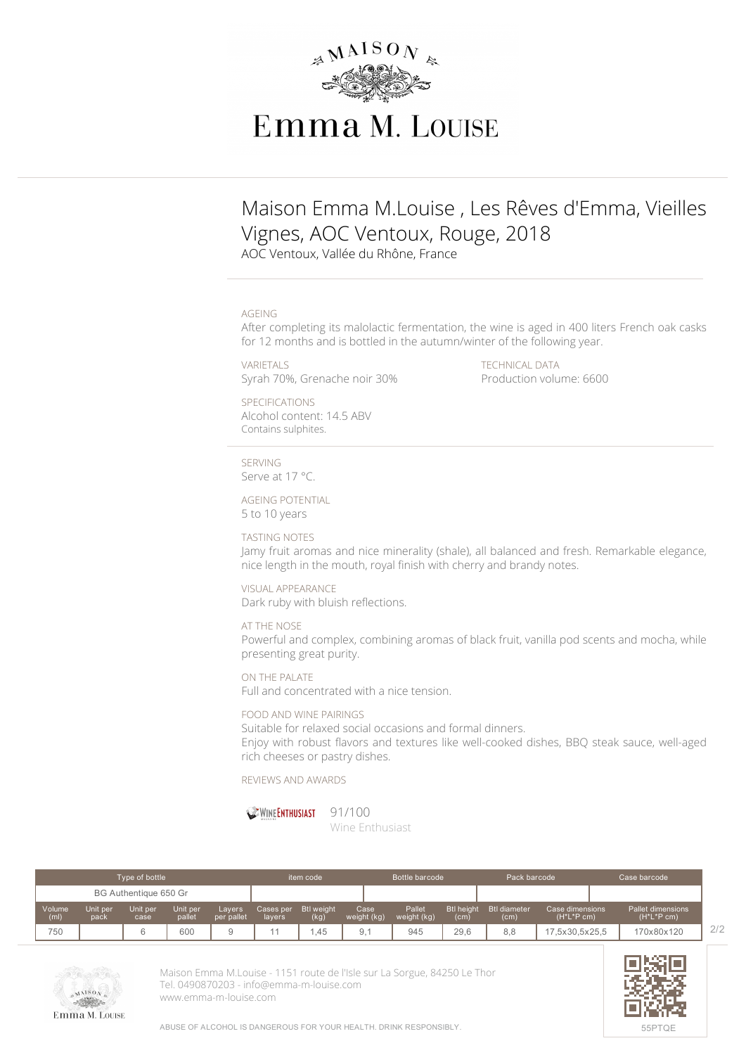# Maison Emma M.Louise , Les Rêves d'Emma, Vieilles Vignes, AOC Ventoux, Rouge, 2018

AOC Ventoux, Vallée du Rhône, France

AGEING

After completing its malolactic fermentation, the wine is aged in 400 liters French oak casks for 12 months and is bottled in the autumn/winter of the following year.

VARIETALS

Syrah 70%, Grenache noir 30%

TECHNICAL DATA

Production volume: 6600

SPECIFICATIONS

Alcohol content: 14.5 ABV

Contains sulphites.

SERVING

Serve at 17 °C.

AGEING POTENTIAL

5 to 10 years

TASTING NOTES

Jamy fruit aromas and nice minerality (shale), all balanced and fresh. Remarkable elegance, nice length in the mouth, royal finish with cherry and brandy notes.

VISUAL APPEARANCE

Dark ruby with bluish reflections.

AT THE NOSE

Powerful and complex, combining aromas of black fruit, vanilla pod scents and mocha, while presenting great purity.

ON THE PALATE

Full and concentrated with a nice tension.

FOOD AND WINE PAIRINGS

Suitable for relaxed social occasions and formal dinners.

Enjoy with robust flavors and textures like well-cooked dishes, BBQ steak sauce, well-aged rich cheeses or pastry dishes.

REVIEWS AND AWARDS

WineEnthusiast 91/100 Wine Enthusiast

| Type of bottle | | | | | item code | | | Bottle barcode | | Pack barcode | | Case barcode |
|---|---|---|---|---|---|---|---|---|---|---|---|---|
| BG Authentique 650 Gr | | | | | | | | | | | | |
| Volume (ml) | Unit per pack | Unit per case | Unit per pallet | Layers per pallet | Cases per layers | Btl weight (kg) | Case weight (kg) | Pallet weight (kg) | Btl height (cm) | Btl diameter (cm) | Case dimensions (H*L*P cm) | Pallet dimensions (H*L*P cm) |
| 750 | | 6 | 600 | 9 | 11 | 1,45 | 9,1 | 945 | 29,6 | 8,8 | 17,5x30,5x25,5 | 170x80x120 |

Maison Emma M.Louise - 1151 route de l'Isle sur La Sorgue, 84250 Le Thor
Tel. 0490870203 - info@emma-m-louise.com
www.emma-m-louise.com

ABUSE OF ALCOHOL IS DANGEROUS FOR YOUR HEALTH. DRINK RESPONSIBLY.

55PTQE